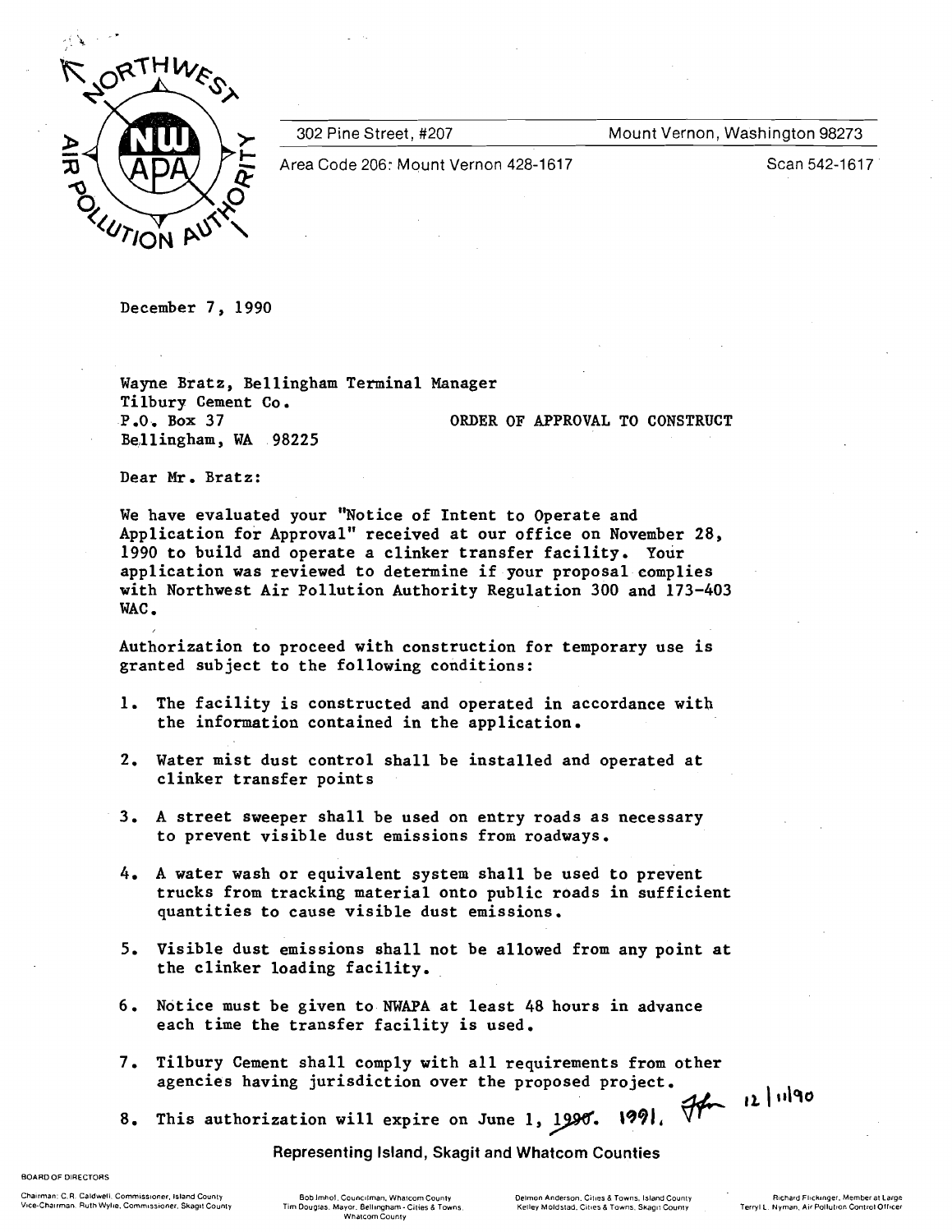NORTHWEST AIR POLLUTION AUTHORITY

302 Pine Street, #207 Mount Vernon, Washington 98273

Area Code 206: Mount Vernon 428-1617 Scan 542-1617

December 7, 1990

Wayne Bratz, Bellingham Terminal Manager
Tilbury Cement Co.
P.O. Box 37
Bellingham, WA 98225

ORDER OF APPROVAL TO CONSTRUCT

Dear Mr. Bratz:

We have evaluated your "Notice of Intent to Operate and Application for Approval" received at our office on November 28, 1990 to build and operate a clinker transfer facility. Your application was reviewed to determine if your proposal complies with Northwest Air Pollution Authority Regulation 300 and 173-403 WAC.

Authorization to proceed with construction for temporary use is granted subject to the following conditions:

1. The facility is constructed and operated in accordance with the information contained in the application.

2. Water mist dust control shall be installed and operated at clinker transfer points

3. A street sweeper shall be used on entry roads as necessary to prevent visible dust emissions from roadways.

4. A water wash or equivalent system shall be used to prevent trucks from tracking material onto public roads in sufficient quantities to cause visible dust emissions.

5. Visible dust emissions shall not be allowed from any point at the clinker loading facility.

6. Notice must be given to NWAPA at least 48 hours in advance each time the transfer facility is used.

7. Tilbury Cement shall comply with all requirements from other agencies having jurisdiction over the proposed project.

8. This authorization will expire on June 1, ~~1990~~. 1991. [initials] 12/11/90

Representing Island, Skagit and Whatcom Counties

BOARD OF DIRECTORS

Chairman: C.R. Caldwell, Commissioner, Island County
Vice-Chairman: Ruth Wylie, Commissioner, Skagit County

Bob Imhof, Councilman, Whatcom County
Tim Douglas, Mayor, Bellingham - Cities & Towns, Whatcom County

Delmon Anderson, Cities & Towns, Island County
Kelley Moldstad, Cities & Towns, Skagit County

Richard Flickinger, Member at Large
Terryl L. Nyman, Air Pollution Control Officer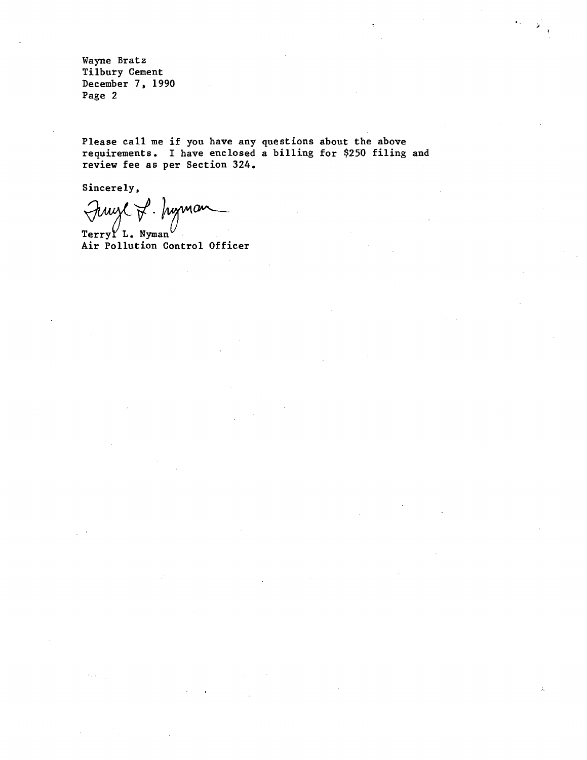Wayne Bratz
Tilbury Cement
December 7, 1990
Page 2

Please call me if you have any questions about the above requirements. I have enclosed a billing for $250 filing and review fee as per Section 324.

Sincerely,

Terryl L. Nyman
Air Pollution Control Officer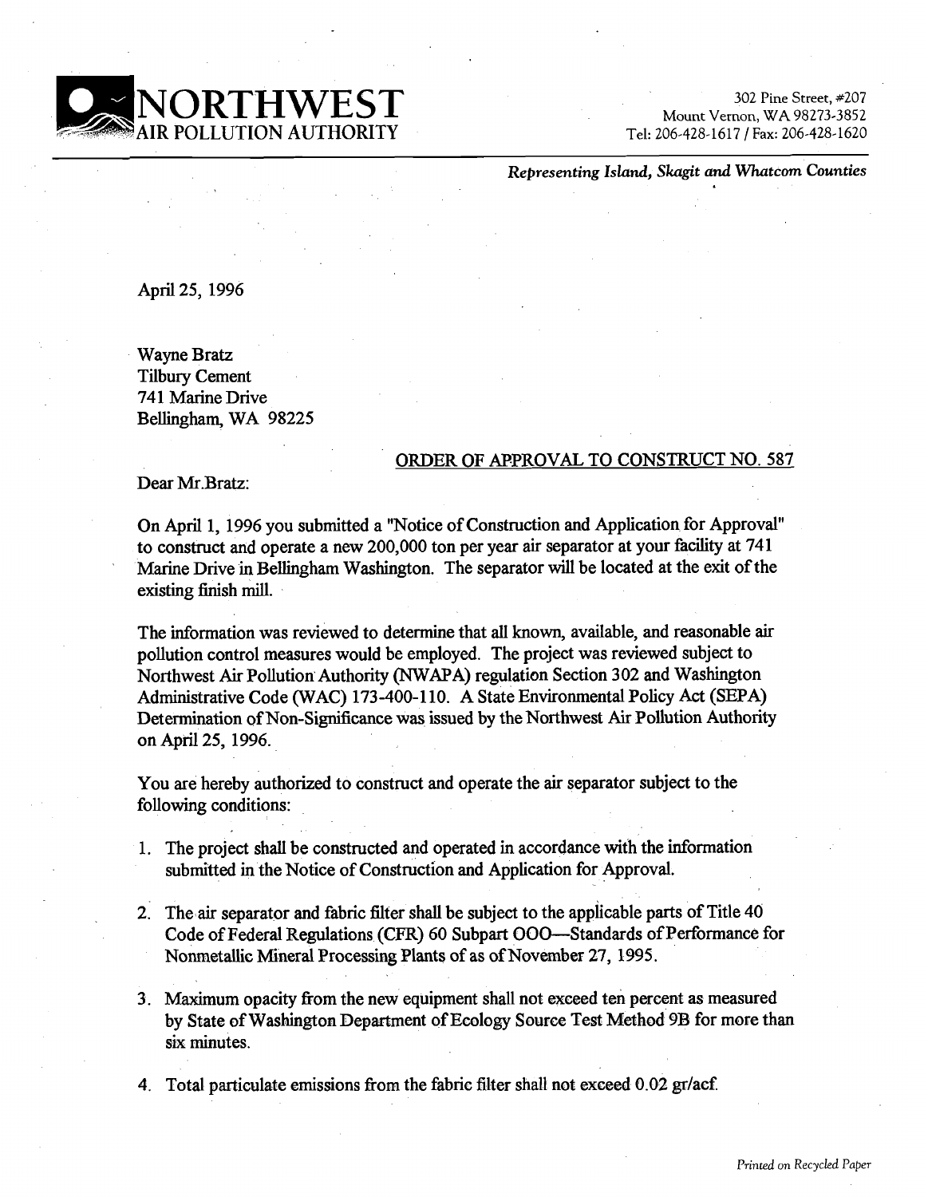# NORTHWEST AIR POLLUTION AUTHORITY

302 Pine Street, #207
Mount Vernon, WA 98273-3852
Tel: 206-428-1617 / Fax: 206-428-1620

*Representing Island, Skagit and Whatcom Counties*

April 25, 1996

Wayne Bratz
Tilbury Cement
741 Marine Drive
Bellingham, WA 98225

ORDER OF APPROVAL TO CONSTRUCT NO. 587

Dear Mr.Bratz:

On April 1, 1996 you submitted a "Notice of Construction and Application for Approval" to construct and operate a new 200,000 ton per year air separator at your facility at 741 Marine Drive in Bellingham Washington. The separator will be located at the exit of the existing finish mill.

The information was reviewed to determine that all known, available, and reasonable air pollution control measures would be employed. The project was reviewed subject to Northwest Air Pollution Authority (NWAPA) regulation Section 302 and Washington Administrative Code (WAC) 173-400-110. A State Environmental Policy Act (SEPA) Determination of Non-Significance was issued by the Northwest Air Pollution Authority on April 25, 1996.

You are hereby authorized to construct and operate the air separator subject to the following conditions:

1. The project shall be constructed and operated in accordance with the information submitted in the Notice of Construction and Application for Approval.
2. The air separator and fabric filter shall be subject to the applicable parts of Title 40 Code of Federal Regulations (CFR) 60 Subpart OOO—Standards of Performance for Nonmetallic Mineral Processing Plants of as of November 27, 1995.
3. Maximum opacity from the new equipment shall not exceed ten percent as measured by State of Washington Department of Ecology Source Test Method 9B for more than six minutes.
4. Total particulate emissions from the fabric filter shall not exceed 0.02 gr/acf.

*Printed on Recycled Paper*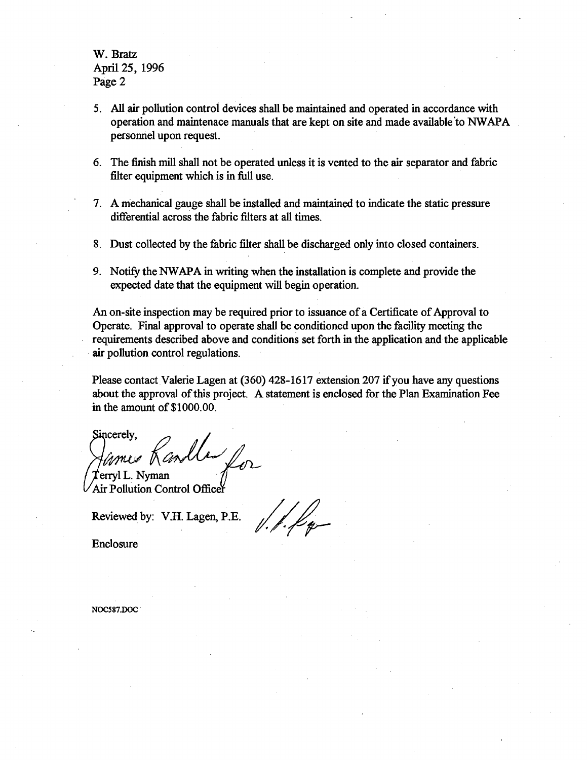W. Bratz
April 25, 1996
Page 2

5. All air pollution control devices shall be maintained and operated in accordance with operation and maintenace manuals that are kept on site and made available to NWAPA personnel upon request.

6. The finish mill shall not be operated unless it is vented to the air separator and fabric filter equipment which is in full use.

7. A mechanical gauge shall be installed and maintained to indicate the static pressure differential across the fabric filters at all times.

8. Dust collected by the fabric filter shall be discharged only into closed containers.

9. Notify the NWAPA in writing when the installation is complete and provide the expected date that the equipment will begin operation.

An on-site inspection may be required prior to issuance of a Certificate of Approval to Operate. Final approval to operate shall be conditioned upon the facility meeting the requirements described above and conditions set forth in the application and the applicable air pollution control regulations.

Please contact Valerie Lagen at (360) 428-1617 extension 207 if you have any questions about the approval of this project. A statement is enclosed for the Plan Examination Fee in the amount of $1000.00.

Sincerely,

James Randles for

Terryl L. Nyman
Air Pollution Control Officer

Reviewed by: V.H. Lagen, P.E.

Enclosure

NOC587.DOC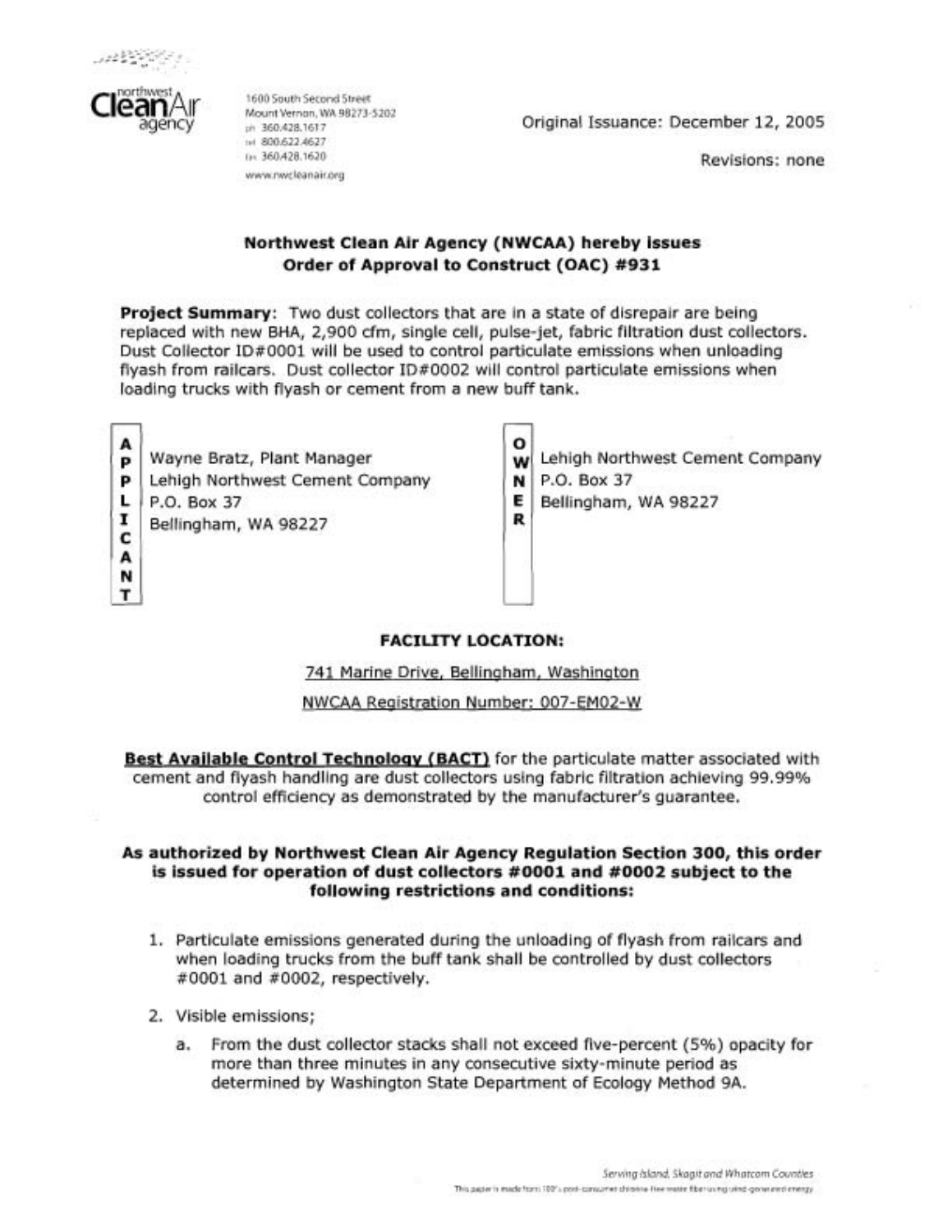northwest Clean Air agency

1600 South Second Street
Mount Vernon, WA 98273-5202
ph 360.428.1617
tel 800.622.4627
fax 360.428.1620
www.nwcleanair.org

Original Issuance: December 12, 2005

Revisions: none

**Northwest Clean Air Agency (NWCAA) hereby issues**
**Order of Approval to Construct (OAC) #931**

**Project Summary:** Two dust collectors that are in a state of disrepair are being replaced with new BHA, 2,900 cfm, single cell, pulse-jet, fabric filtration dust collectors. Dust Collector ID#0001 will be used to control particulate emissions when unloading flyash from railcars. Dust collector ID#0002 will control particulate emissions when loading trucks with flyash or cement from a new buff tank.

| APPLICANT | OWNER |
| --- | --- |
| Wayne Bratz, Plant Manager<br>Lehigh Northwest Cement Company<br>P.O. Box 37<br>Bellingham, WA 98227 | Lehigh Northwest Cement Company<br>P.O. Box 37<br>Bellingham, WA 98227 |

**FACILITY LOCATION:**

741 Marine Drive, Bellingham, Washington

NWCAA Registration Number: 007-EM02-W

**Best Available Control Technology (BACT)** for the particulate matter associated with cement and flyash handling are dust collectors using fabric filtration achieving 99.99% control efficiency as demonstrated by the manufacturer's guarantee.

**As authorized by Northwest Clean Air Agency Regulation Section 300, this order is issued for operation of dust collectors #0001 and #0002 subject to the following restrictions and conditions:**

1. Particulate emissions generated during the unloading of flyash from railcars and when loading trucks from the buff tank shall be controlled by dust collectors #0001 and #0002, respectively.
2. Visible emissions;
   a. From the dust collector stacks shall not exceed five-percent (5%) opacity for more than three minutes in any consecutive sixty-minute period as determined by Washington State Department of Ecology Method 9A.

Serving Island, Skagit and Whatcom Counties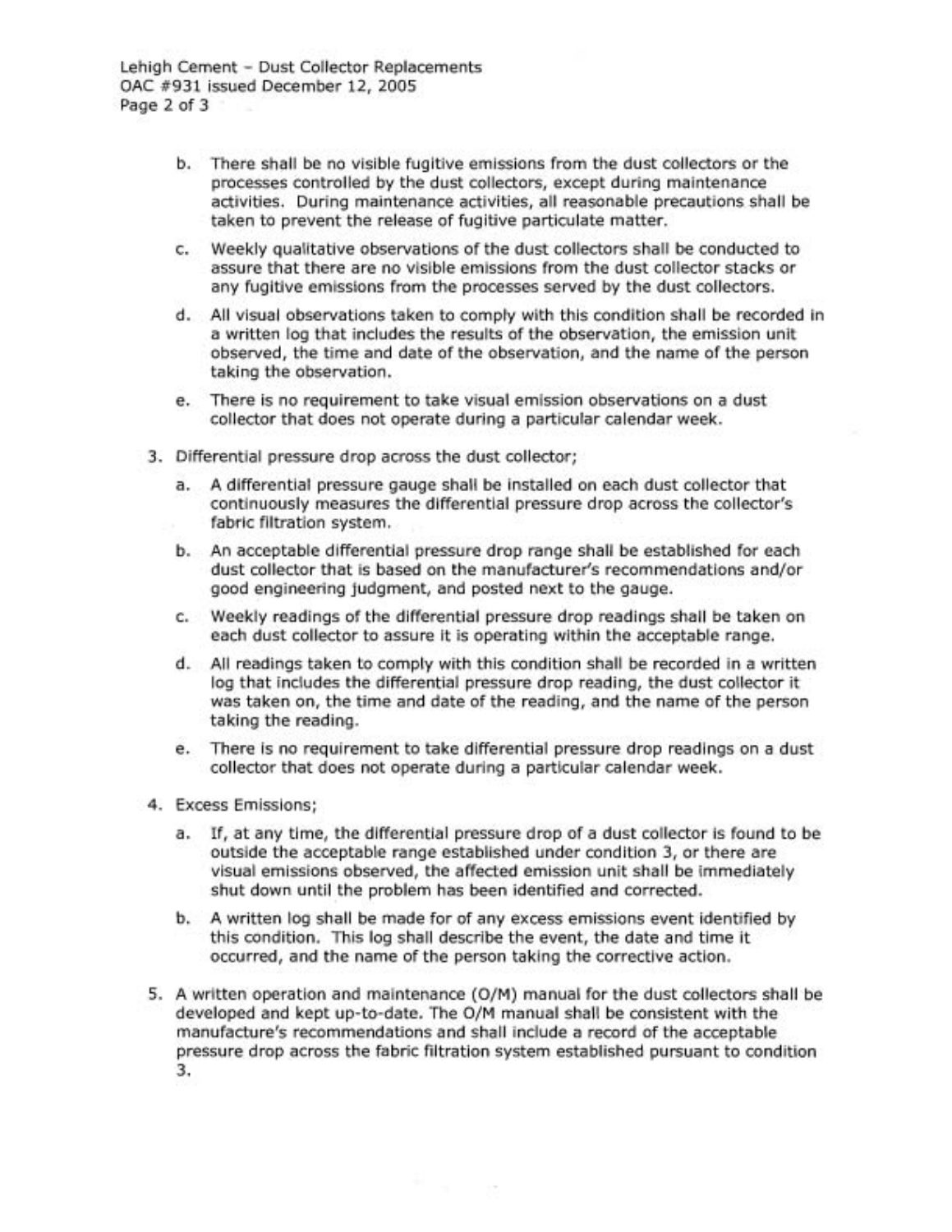b. There shall be no visible fugitive emissions from the dust collectors or the processes controlled by the dust collectors, except during maintenance activities. During maintenance activities, all reasonable precautions shall be taken to prevent the release of fugitive particulate matter.

c. Weekly qualitative observations of the dust collectors shall be conducted to assure that there are no visible emissions from the dust collector stacks or any fugitive emissions from the processes served by the dust collectors.

d. All visual observations taken to comply with this condition shall be recorded in a written log that includes the results of the observation, the emission unit observed, the time and date of the observation, and the name of the person taking the observation.

e. There is no requirement to take visual emission observations on a dust collector that does not operate during a particular calendar week.

3. Differential pressure drop across the dust collector;

   a. A differential pressure gauge shall be installed on each dust collector that continuously measures the differential pressure drop across the collector's fabric filtration system.

   b. An acceptable differential pressure drop range shall be established for each dust collector that is based on the manufacturer's recommendations and/or good engineering judgment, and posted next to the gauge.

   c. Weekly readings of the differential pressure drop readings shall be taken on each dust collector to assure it is operating within the acceptable range.

   d. All readings taken to comply with this condition shall be recorded in a written log that includes the differential pressure drop reading, the dust collector it was taken on, the time and date of the reading, and the name of the person taking the reading.

   e. There is no requirement to take differential pressure drop readings on a dust collector that does not operate during a particular calendar week.

4. Excess Emissions;

   a. If, at any time, the differential pressure drop of a dust collector is found to be outside the acceptable range established under condition 3, or there are visual emissions observed, the affected emission unit shall be immediately shut down until the problem has been identified and corrected.

   b. A written log shall be made for of any excess emissions event identified by this condition. This log shall describe the event, the date and time it occurred, and the name of the person taking the corrective action.

5. A written operation and maintenance (O/M) manual for the dust collectors shall be developed and kept up-to-date. The O/M manual shall be consistent with the manufacture's recommendations and shall include a record of the acceptable pressure drop across the fabric filtration system established pursuant to condition 3.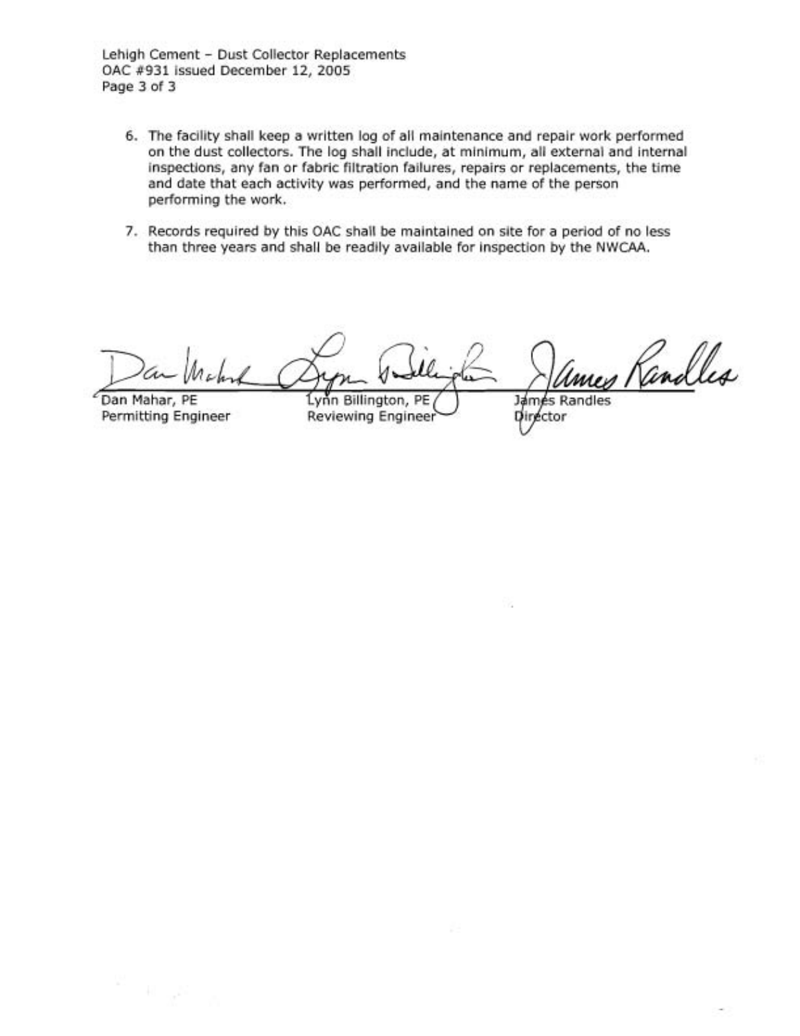6. The facility shall keep a written log of all maintenance and repair work performed on the dust collectors. The log shall include, at minimum, all external and internal inspections, any fan or fabric filtration failures, repairs or replacements, the time and date that each activity was performed, and the name of the person performing the work.

7. Records required by this OAC shall be maintained on site for a period of no less than three years and shall be readily available for inspection by the NWCAA.

| | | |
|---|---|---|
| Dan Mahar, PE | Lynn Billington, PE | James Randles |
| Permitting Engineer | Reviewing Engineer | Director |